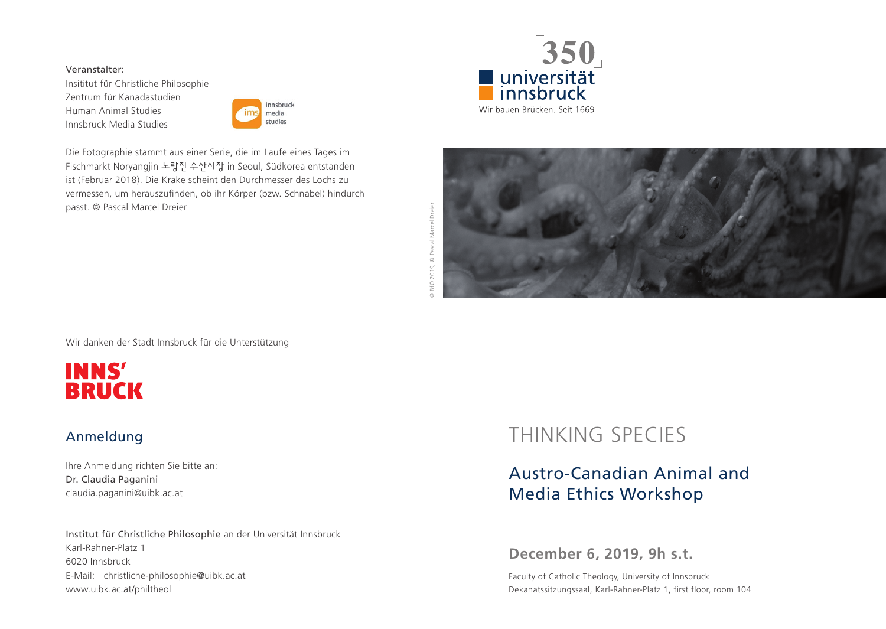Veranstalter:
Insititut für Christliche Philosophie
Zentrum für Kanadastudien
Human Animal Studies
Innsbruck Media Studies

innsbruck media studies

Die Fotographie stammt aus einer Serie, die im Laufe eines Tages im Fischmarkt Noryangjin 노량진 수산시장 in Seoul, Südkorea entstanden ist (Februar 2018). Die Krake scheint den Durchmesser des Lochs zu vermessen, um herauszufinden, ob ihr Körper (bzw. Schnabel) hindurch passt. © Pascal Marcel Dreier

Wir danken der Stadt Innsbruck für die Unterstützung

INNS' BRUCK

## Anmeldung

Ihre Anmeldung richten Sie bitte an:
Dr. Claudia Paganini
claudia.paganini@uibk.ac.at

Institut für Christliche Philosophie an der Universität Innsbruck
Karl-Rahner-Platz 1
6020 Innsbruck
E-Mail: christliche-philosophie@uibk.ac.at
www.uibk.ac.at/philtheol

350 universität innsbruck
Wir bauen Brücken. Seit 1669

© BFÖ 2019, © Pascal Marcel Dreier

# THINKING SPECIES

## Austro-Canadian Animal and Media Ethics Workshop

**December 6, 2019, 9h s.t.**

Faculty of Catholic Theology, University of Innsbruck
Dekanatssitzungssaal, Karl-Rahner-Platz 1, first floor, room 104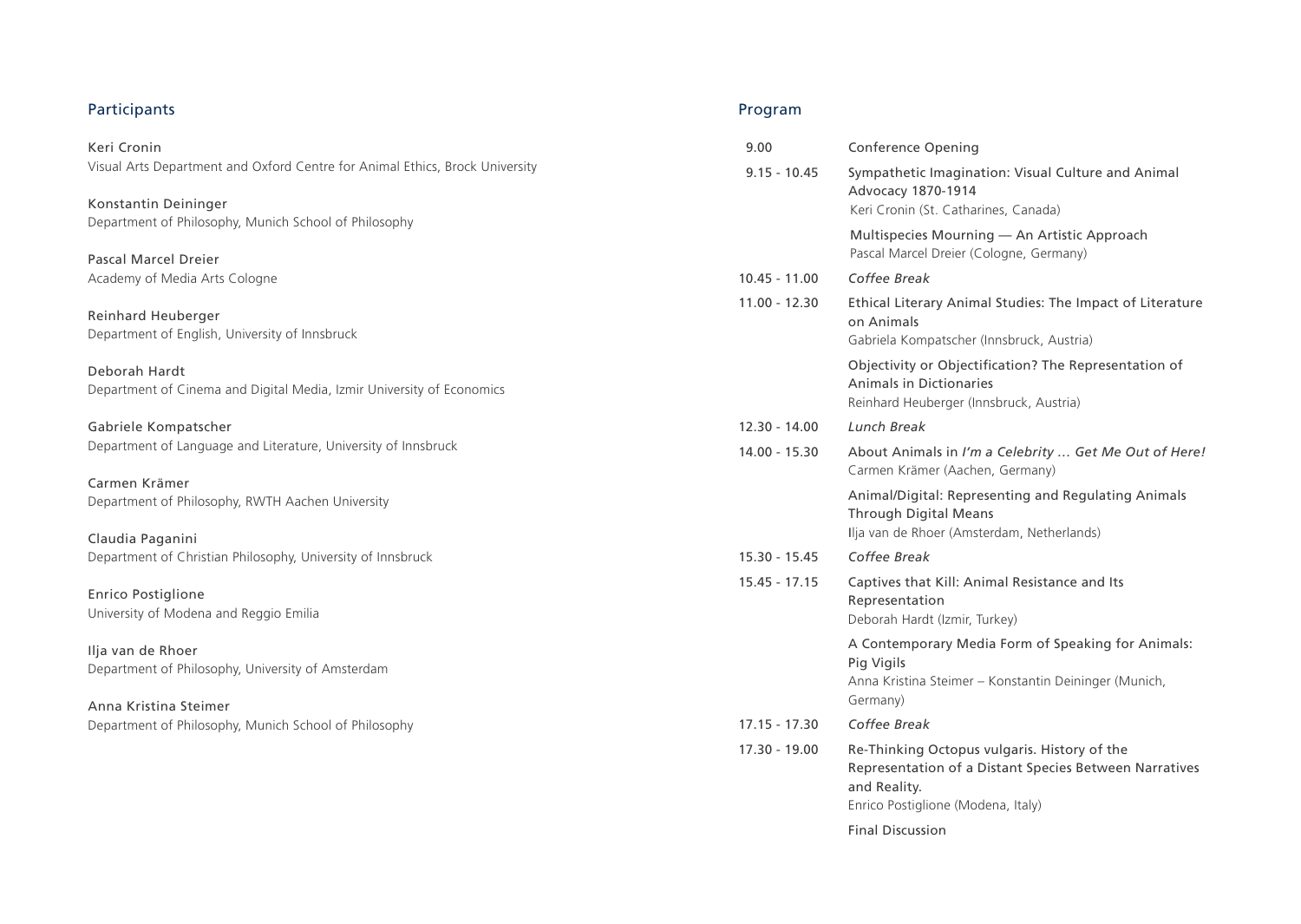## Participants

Keri Cronin
Visual Arts Department and Oxford Centre for Animal Ethics, Brock University

Konstantin Deininger
Department of Philosophy, Munich School of Philosophy

Pascal Marcel Dreier
Academy of Media Arts Cologne

Reinhard Heuberger
Department of English, University of Innsbruck

Deborah Hardt
Department of Cinema and Digital Media, Izmir University of Economics

Gabriele Kompatscher
Department of Language and Literature, University of Innsbruck

Carmen Krämer
Department of Philosophy, RWTH Aachen University

Claudia Paganini
Department of Christian Philosophy, University of Innsbruck

Enrico Postiglione
University of Modena and Reggio Emilia

Ilja van de Rhoer
Department of Philosophy, University of Amsterdam

Anna Kristina Steimer
Department of Philosophy, Munich School of Philosophy

## Program

| | |
|---|---|
| 9.00 | Conference Opening |
| 9.15 - 10.45 | Sympathetic Imagination: Visual Culture and Animal Advocacy 1870-1914<br>Keri Cronin (St. Catharines, Canada) |
| | Multispecies Mourning — An Artistic Approach<br>Pascal Marcel Dreier (Cologne, Germany) |
| 10.45 - 11.00 | *Coffee Break* |
| 11.00 - 12.30 | Ethical Literary Animal Studies: The Impact of Literature on Animals<br>Gabriela Kompatscher (Innsbruck, Austria) |
| | Objectivity or Objectification? The Representation of Animals in Dictionaries<br>Reinhard Heuberger (Innsbruck, Austria) |
| 12.30 - 14.00 | *Lunch Break* |
| 14.00 - 15.30 | About Animals in *I'm a Celebrity … Get Me Out of Here!*<br>Carmen Krämer (Aachen, Germany) |
| | Animal/Digital: Representing and Regulating Animals Through Digital Means<br>Ilja van de Rhoer (Amsterdam, Netherlands) |
| 15.30 - 15.45 | *Coffee Break* |
| 15.45 - 17.15 | Captives that Kill: Animal Resistance and Its Representation<br>Deborah Hardt (Izmir, Turkey) |
| | A Contemporary Media Form of Speaking for Animals: Pig Vigils<br>Anna Kristina Steimer – Konstantin Deininger (Munich, Germany) |
| 17.15 - 17.30 | *Coffee Break* |
| 17.30 - 19.00 | Re-Thinking Octopus vulgaris. History of the Representation of a Distant Species Between Narratives and Reality.<br>Enrico Postiglione (Modena, Italy) |
| | Final Discussion |